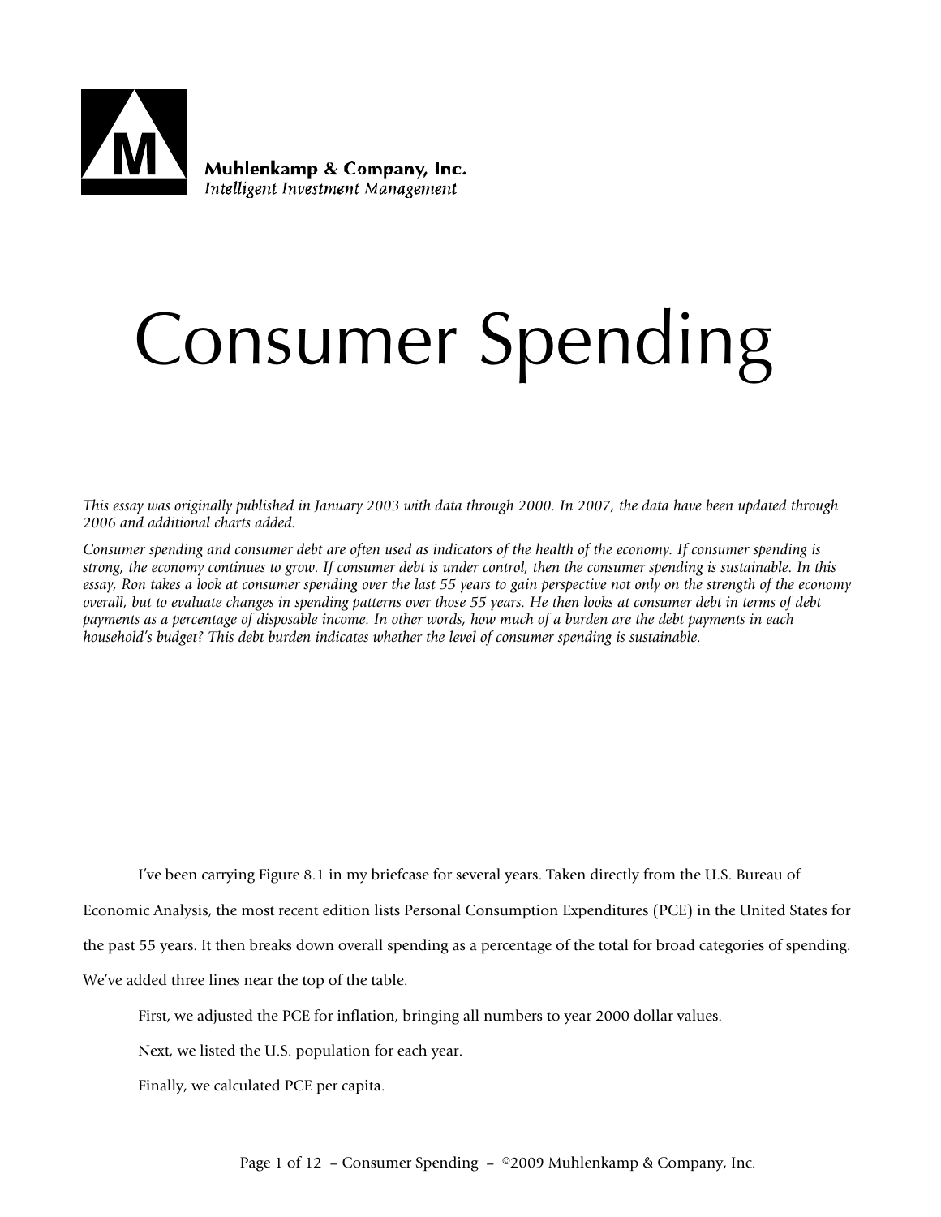Muhlenkamp & Company, Inc.
*Intelligent Investment Management*

# Consumer Spending

*This essay was originally published in January 2003 with data through 2000. In 2007, the data have been updated through 2006 and additional charts added.*

*Consumer spending and consumer debt are often used as indicators of the health of the economy. If consumer spending is strong, the economy continues to grow. If consumer debt is under control, then the consumer spending is sustainable. In this essay, Ron takes a look at consumer spending over the last 55 years to gain perspective not only on the strength of the economy overall, but to evaluate changes in spending patterns over those 55 years. He then looks at consumer debt in terms of debt payments as a percentage of disposable income. In other words, how much of a burden are the debt payments in each household's budget? This debt burden indicates whether the level of consumer spending is sustainable.*

I've been carrying Figure 8.1 in my briefcase for several years. Taken directly from the U.S. Bureau of Economic Analysis, the most recent edition lists Personal Consumption Expenditures (PCE) in the United States for the past 55 years. It then breaks down overall spending as a percentage of the total for broad categories of spending. We've added three lines near the top of the table.

First, we adjusted the PCE for inflation, bringing all numbers to year 2000 dollar values.

Next, we listed the U.S. population for each year.

Finally, we calculated PCE per capita.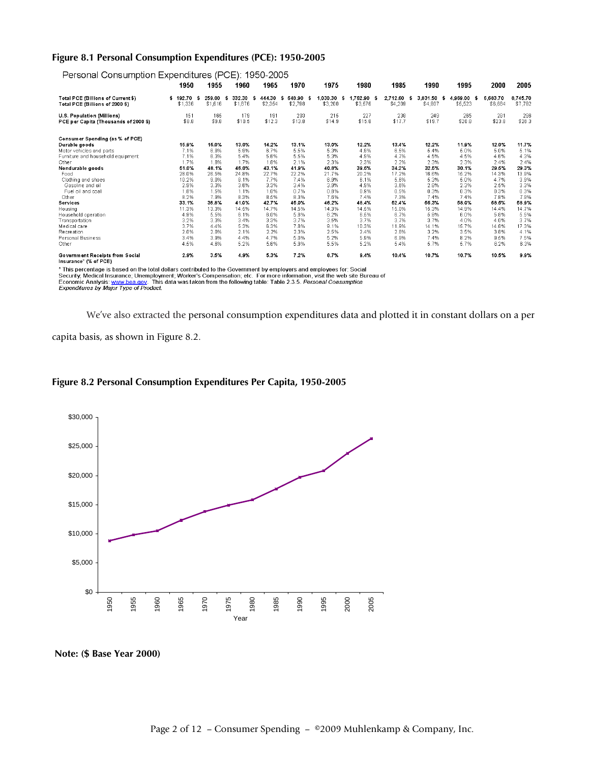**Figure 8.1 Personal Consumption Expenditures (PCE): 1950-2005**

Personal Consumption Expenditures (PCE): 1950-2005

| | 1950 | 1955 | 1960 | 1965 | 1970 | 1975 | 1980 | 1985 | 1990 | 1995 | 2000 | 2005 |
|---|---|---|---|---|---|---|---|---|---|---|---|---|
| **Total PCE (Billions of Current $)** | $ 192.70 | $ 259.00 | $ 332.30 | $ 444.30 | $ 648.90 | $ 1,030.30 | $ 1,762.90 | $ 2,712.60 | $ 3,831.50 | $ 4,959.00 | $ 6,683.70 | $ 8,745.70 |
| **Total PCE (Billions of 2000 $)** | $1,336 | $1,616 | $1,876 | $2,354 | $2,798 | $3,200 | $3,576 | $4,209 | $4,907 | $5,523 | $6,684 | $7,792 |
| **U.S. Population (Millions)** | 151 | 165 | 179 | 191 | 203 | 215 | 227 | 238 | 249 | 265 | 281 | 296 |
| **PCE per Capita (Thousands of 2000 $)** | $8.8 | $9.8 | $10.5 | $12.3 | $13.8 | $14.9 | $15.8 | $17.7 | $19.7 | $20.8 | $23.8 | $26.3 |
| **Consumer Spending (as % of PCE)** | | | | | | | | | | | | |
| **Durable goods** | **15.9%** | **15.0%** | **13.0%** | **14.2%** | **13.1%** | **13.0%** | **12.2%** | **13.4%** | **12.2%** | **11.9%** | **12.0%** | **11.7%** |
| Motor vehicles and parts | 7.1% | 6.8% | 5.9% | 6.7% | 5.5% | 5.3% | 4.8% | 6.5% | 5.4% | 5.0% | 5.0% | 5.1% |
| Furniture and household equipment | 7.1% | 6.3% | 5.4% | 5.6% | 5.5% | 5.3% | 4.9% | 4.7% | 4.5% | 4.5% | 4.6% | 4.3% |
| Other | 1.7% | 1.8% | 1.7% | 1.8% | 2.1% | 2.3% | 2.3% | 2.2% | 2.3% | 2.3% | 2.4% | 2.4% |
| **Nondurable goods** | **51.0%** | **48.1%** | **46.0%** | **43.1%** | **41.9%** | **40.8%** | **39.5%** | **34.2%** | **32.5%** | **30.1%** | **29.5%** | **29.3%** |
| Food | 28.0% | 26.5% | 24.8% | 22.7% | 22.2% | 21.7% | 20.2% | 17.2% | 16.6% | 15.2% | 14.3% | 13.9% |
| Clothing and shoes | 10.2% | 9.0% | 8.1% | 7.7% | 7.4% | 6.9% | 6.1% | 5.6% | 5.3% | 5.0% | 4.7% | 3.9% |
| Gasoline and oil | 2.9% | 3.3% | 3.6% | 3.3% | 3.4% | 3.9% | 4.9% | 3.6% | 2.9% | 2.3% | 2.5% | 3.3% |
| Fuel oil and coal | 1.8% | 1.5% | 1.1% | 1.0% | 0.7% | 0.8% | 0.8% | 0.5% | 0.3% | 0.3% | 0.3% | 0.3% |
| Other | 8.2% | 7.9% | 8.3% | 8.5% | 8.3% | 7.6% | 7.4% | 7.3% | 7.4% | 7.4% | 7.8% | 7.9% |
| **Services** | **33.1%** | **36.8%** | **41.0%** | **42.7%** | **45.0%** | **46.2%** | **48.4%** | **52.4%** | **55.3%** | **58.0%** | **58.5%** | **58.9%** |
| Housing | 11.3% | 13.3% | 14.5% | 14.7% | 14.5% | 14.3% | 14.5% | 15.0% | 15.3% | 14.9% | 14.4% | 14.7% |
| Household operation | 4.8% | 5.5% | 6.1% | 6.0% | 5.8% | 6.2% | 6.5% | 6.7% | 5.9% | 6.0% | 5.8% | 5.5% |
| Transportation | 3.2% | 3.3% | 3.4% | 3.3% | 3.7% | 3.5% | 3.7% | 3.7% | 3.7% | 4.0% | 4.0% | 3.7% |
| Medical care | 3.7% | 4.4% | 5.3% | 6.3% | 7.8% | 9.1% | 10.3% | 11.9% | 14.1% | 15.7% | 14.8% | 17.3% |
| Recreation | 2.0% | 2.0% | 2.1% | 2.2% | 3.3% | 2.5% | 2.4% | 2.8% | 3.2% | 3.5% | 3.8% | 4.1% |
| Personal Business | 3.4% | 3.9% | 4.4% | 4.7% | 5.0% | 5.2% | 5.9% | 6.9% | 7.4% | 8.2% | 9.5% | 7.5% |
| Other | 4.5% | 4.8% | 5.2% | 5.6% | 5.9% | 5.5% | 5.2% | 5.4% | 5.7% | 5.7% | 6.2% | 6.3% |
| **Government Receipts from Social Insurance* (% of PCE)** | **2.9%** | **3.5%** | **4.9%** | **5.3%** | **7.2%** | **8.7%** | **9.4%** | **10.4%** | **10.7%** | **10.7%** | **10.5%** | **9.9%** |

* This percentage is based on the total dollars contributed to the Government by employers and employees for: Social Security; Medical Insurance; Unemployment; Worker's Compensation; etc. For more information, visit the web site Bureau of Economic Analysis: www.bea.gov. This data was taken from the following table: Table 2.3.5. *Personal Consumption Expenditures by Major Type of Product.*

We've also extracted the personal consumption expenditures data and plotted it in constant dollars on a per capita basis, as shown in Figure 8.2.

**Figure 8.2 Personal Consumption Expenditures Per Capita, 1950-2005**

$30,000
$25,000
$20,000
$15,000
$10,000
$5,000
$0

1950 1955 1960 1965 1970 1975 1980 1985 1990 1995 2000 2005

Year

**Note: ($ Base Year 2000)**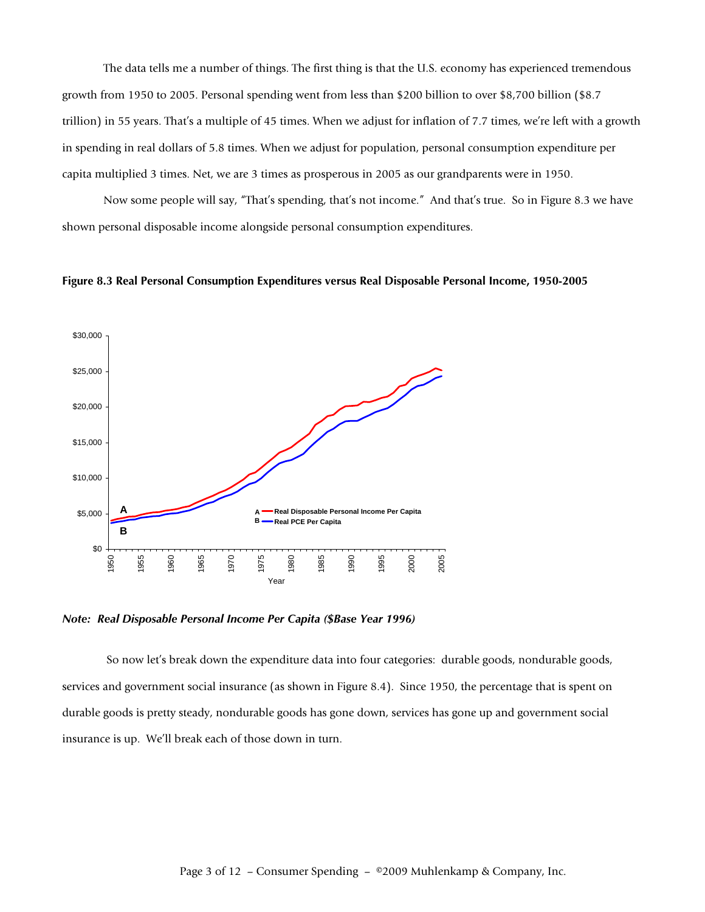The data tells me a number of things. The first thing is that the U.S. economy has experienced tremendous growth from 1950 to 2005. Personal spending went from less than $200 billion to over $8,700 billion ($8.7 trillion) in 55 years. That's a multiple of 45 times. When we adjust for inflation of 7.7 times, we're left with a growth in spending in real dollars of 5.8 times. When we adjust for population, personal consumption expenditure per capita multiplied 3 times. Net, we are 3 times as prosperous in 2005 as our grandparents were in 1950.

Now some people will say, "That's spending, that's not income." And that's true. So in Figure 8.3 we have shown personal disposable income alongside personal consumption expenditures.

**Figure 8.3 Real Personal Consumption Expenditures versus Real Disposable Personal Income, 1950-2005**

$30,000
$25,000
$20,000
$15,000
$10,000
$5,000
$0

1950 1955 1960 1965 1970 1975 1980 1985 1990 1995 2000 2005

Year

A — Real Disposable Personal Income Per Capita
B — Real PCE Per Capita

***Note: Real Disposable Personal Income Per Capita ($Base Year 1996)***

So now let's break down the expenditure data into four categories: durable goods, nondurable goods, services and government social insurance (as shown in Figure 8.4). Since 1950, the percentage that is spent on durable goods is pretty steady, nondurable goods has gone down, services has gone up and government social insurance is up. We'll break each of those down in turn.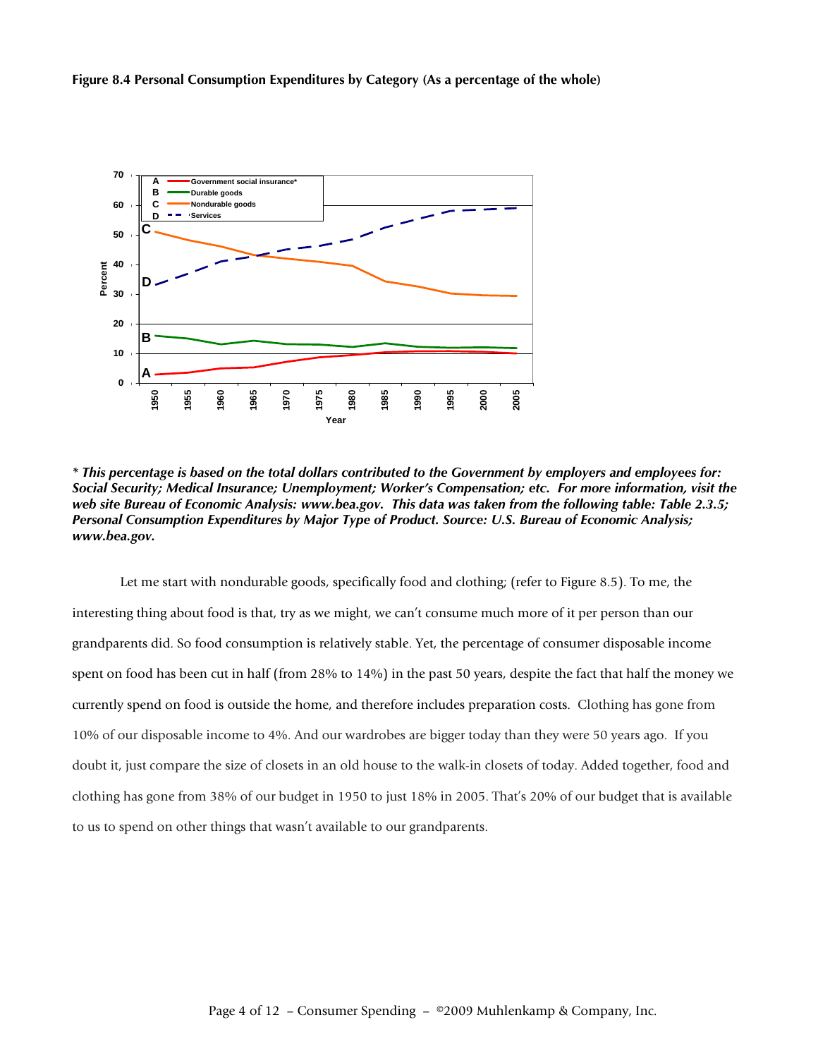**Figure 8.4 Personal Consumption Expenditures by Category (As a percentage of the whole)**

A Government social insurance*
B Durable goods
C Nondurable goods
D Services

Percent

70
60
50
40
30
20
10
0

C
D
B
A

1950 1955 1960 1965 1970 1975 1980 1985 1990 1995 2000 2005

Year

*\* This percentage is based on the total dollars contributed to the Government by employers and employees for: Social Security; Medical Insurance; Unemployment; Worker's Compensation; etc. For more information, visit the web site Bureau of Economic Analysis: www.bea.gov. This data was taken from the following table: Table 2.3.5; Personal Consumption Expenditures by Major Type of Product. Source: U.S. Bureau of Economic Analysis; www.bea.gov.*

Let me start with nondurable goods, specifically food and clothing; (refer to Figure 8.5). To me, the interesting thing about food is that, try as we might, we can't consume much more of it per person than our grandparents did. So food consumption is relatively stable. Yet, the percentage of consumer disposable income spent on food has been cut in half (from 28% to 14%) in the past 50 years, despite the fact that half the money we currently spend on food is outside the home, and therefore includes preparation costs. Clothing has gone from 10% of our disposable income to 4%. And our wardrobes are bigger today than they were 50 years ago. If you doubt it, just compare the size of closets in an old house to the walk-in closets of today. Added together, food and clothing has gone from 38% of our budget in 1950 to just 18% in 2005. That's 20% of our budget that is available to us to spend on other things that wasn't available to our grandparents.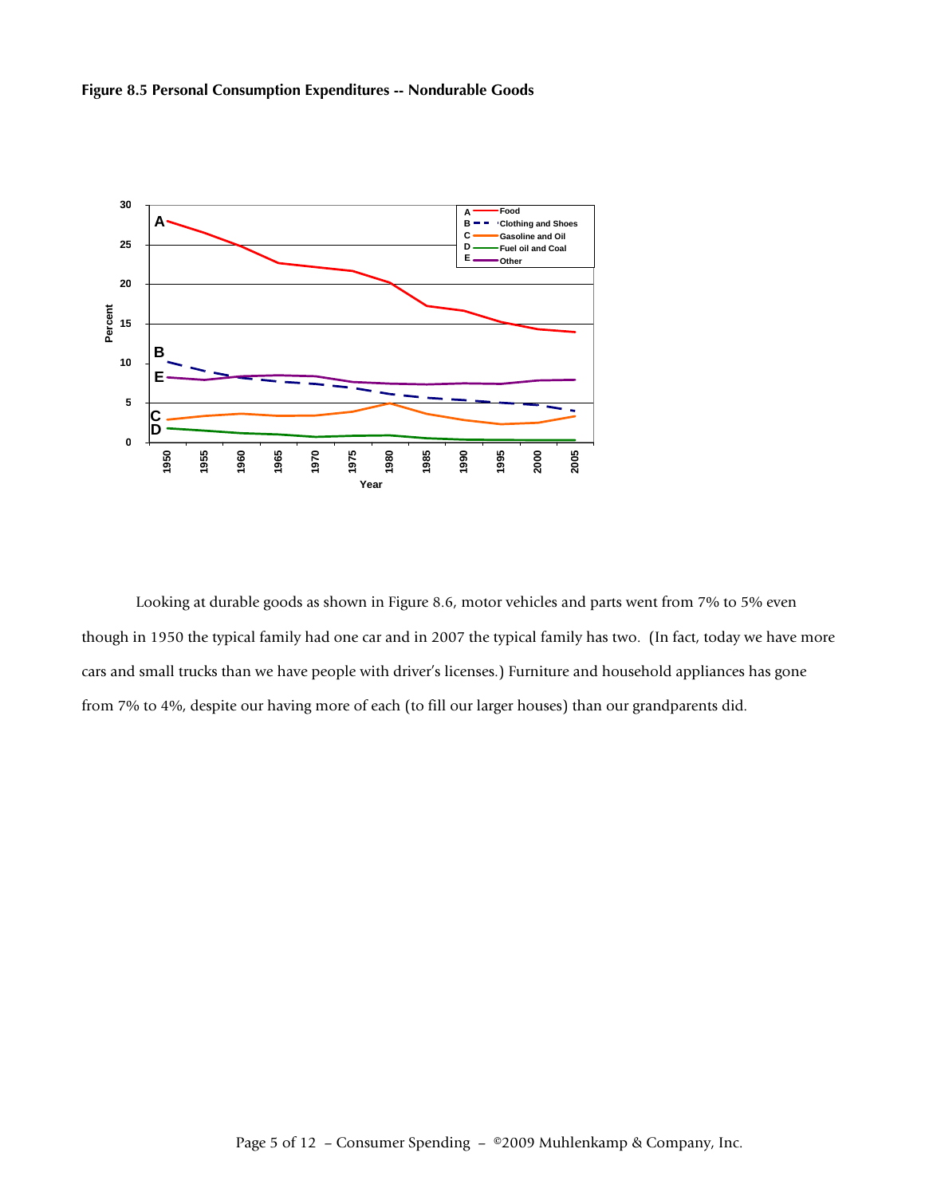**Figure 8.5 Personal Consumption Expenditures -- Nondurable Goods**

A — Food
B — Clothing and Shoes
C — Gasoline and Oil
D — Fuel oil and Coal
E — Other

Percent

30
25
20
15
10
5
0

1950 1955 1960 1965 1970 1975 1980 1985 1990 1995 2000 2005

Year

Looking at durable goods as shown in Figure 8.6, motor vehicles and parts went from 7% to 5% even though in 1950 the typical family had one car and in 2007 the typical family has two. (In fact, today we have more cars and small trucks than we have people with driver's licenses.) Furniture and household appliances has gone from 7% to 4%, despite our having more of each (to fill our larger houses) than our grandparents did.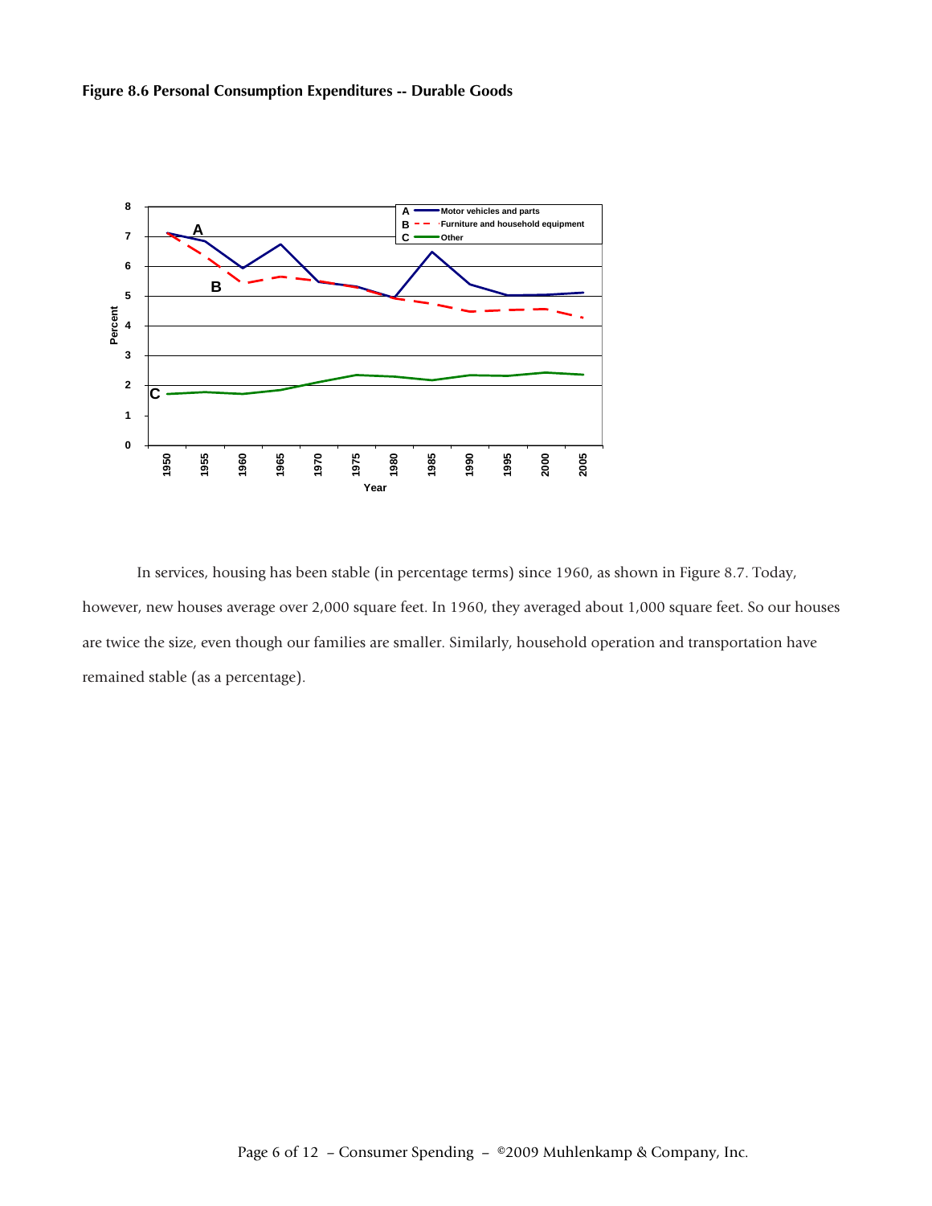**Figure 8.6 Personal Consumption Expenditures -- Durable Goods**

A — Motor vehicles and parts
B — Furniture and household equipment
C — Other

Percent

0
1
2
3
4
5
6
7
8

Year

1950
1955
1960
1965
1970
1975
1980
1985
1990
1995
2000
2005

In services, housing has been stable (in percentage terms) since 1960, as shown in Figure 8.7. Today, however, new houses average over 2,000 square feet. In 1960, they averaged about 1,000 square feet. So our houses are twice the size, even though our families are smaller. Similarly, household operation and transportation have remained stable (as a percentage).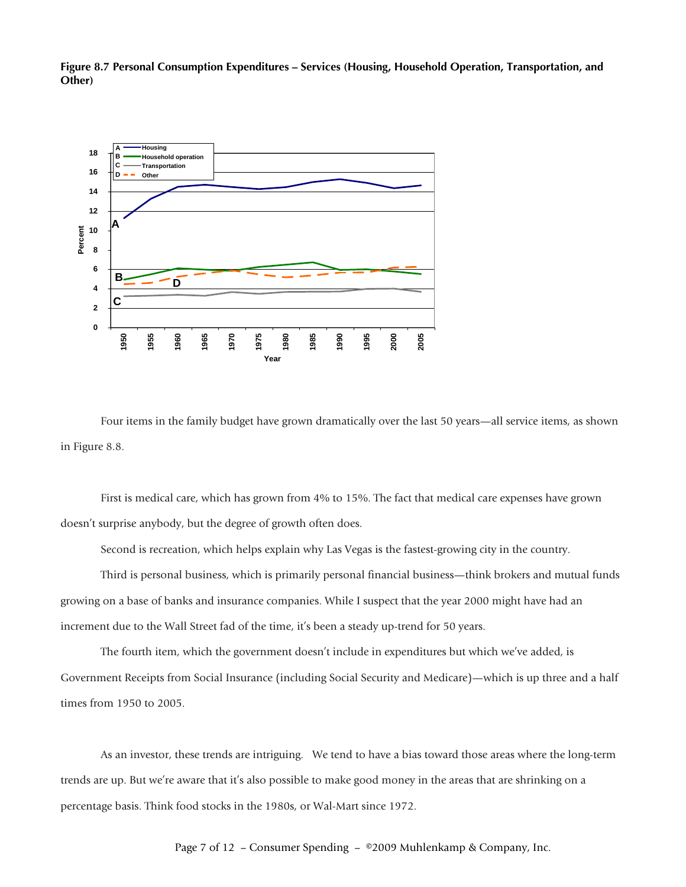**Figure 8.7 Personal Consumption Expenditures – Services (Housing, Household Operation, Transportation, and Other)**

A Housing
B Household operation
C Transportation
D Other

Percent
0
2
4
6
8
10
12
14
16
18

Year
1950
1955
1960
1965
1970
1975
1980
1985
1990
1995
2000
2005

A
B
C
D

Four items in the family budget have grown dramatically over the last 50 years—all service items, as shown in Figure 8.8.

First is medical care, which has grown from 4% to 15%. The fact that medical care expenses have grown doesn't surprise anybody, but the degree of growth often does.

Second is recreation, which helps explain why Las Vegas is the fastest-growing city in the country.

Third is personal business, which is primarily personal financial business—think brokers and mutual funds growing on a base of banks and insurance companies. While I suspect that the year 2000 might have had an increment due to the Wall Street fad of the time, it's been a steady up-trend for 50 years.

The fourth item, which the government doesn't include in expenditures but which we've added, is Government Receipts from Social Insurance (including Social Security and Medicare)—which is up three and a half times from 1950 to 2005.

As an investor, these trends are intriguing. We tend to have a bias toward those areas where the long-term trends are up. But we're aware that it's also possible to make good money in the areas that are shrinking on a percentage basis. Think food stocks in the 1980s, or Wal-Mart since 1972.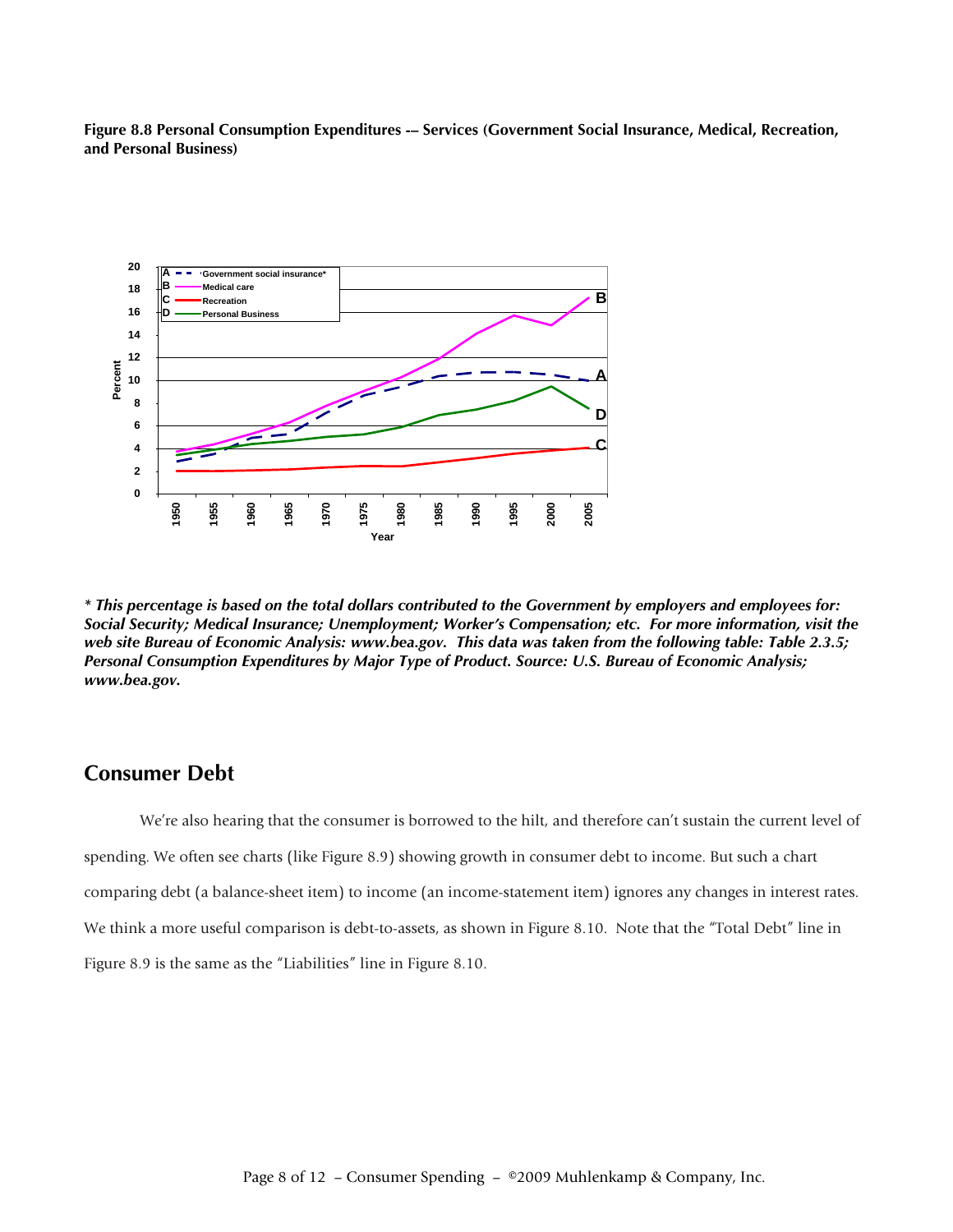**Figure 8.8 Personal Consumption Expenditures -– Services (Government Social Insurance, Medical, Recreation, and Personal Business)**

A 'Government social insurance*
B Medical care
C Recreation
D Personal Business

Percent

20
18
16
14
12
10
8
6
4
2
0

1950 1955 1960 1965 1970 1975 1980 1985 1990 1995 2000 2005

Year

B
A
D
C

***This percentage is based on the total dollars contributed to the Government by employers and employees for: Social Security; Medical Insurance; Unemployment; Worker's Compensation; etc. For more information, visit the web site Bureau of Economic Analysis: www.bea.gov. This data was taken from the following table: Table 2.3.5; Personal Consumption Expenditures by Major Type of Product. Source: U.S. Bureau of Economic Analysis; www.bea.gov.***

## Consumer Debt

We're also hearing that the consumer is borrowed to the hilt, and therefore can't sustain the current level of spending. We often see charts (like Figure 8.9) showing growth in consumer debt to income. But such a chart comparing debt (a balance-sheet item) to income (an income-statement item) ignores any changes in interest rates. We think a more useful comparison is debt-to-assets, as shown in Figure 8.10. Note that the "Total Debt" line in Figure 8.9 is the same as the "Liabilities" line in Figure 8.10.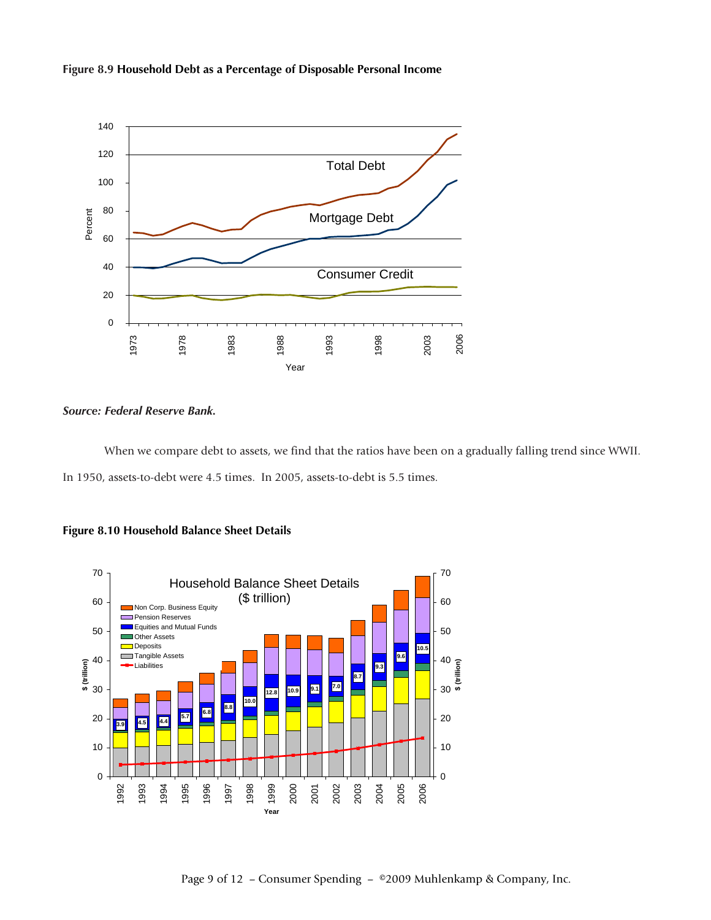**Figure 8.9 Household Debt as a Percentage of Disposable Personal Income**

***Source: Federal Reserve Bank.***

When we compare debt to assets, we find that the ratios have been on a gradually falling trend since WWII. In 1950, assets-to-debt were 4.5 times. In 2005, assets-to-debt is 5.5 times.

**Figure 8.10 Household Balance Sheet Details**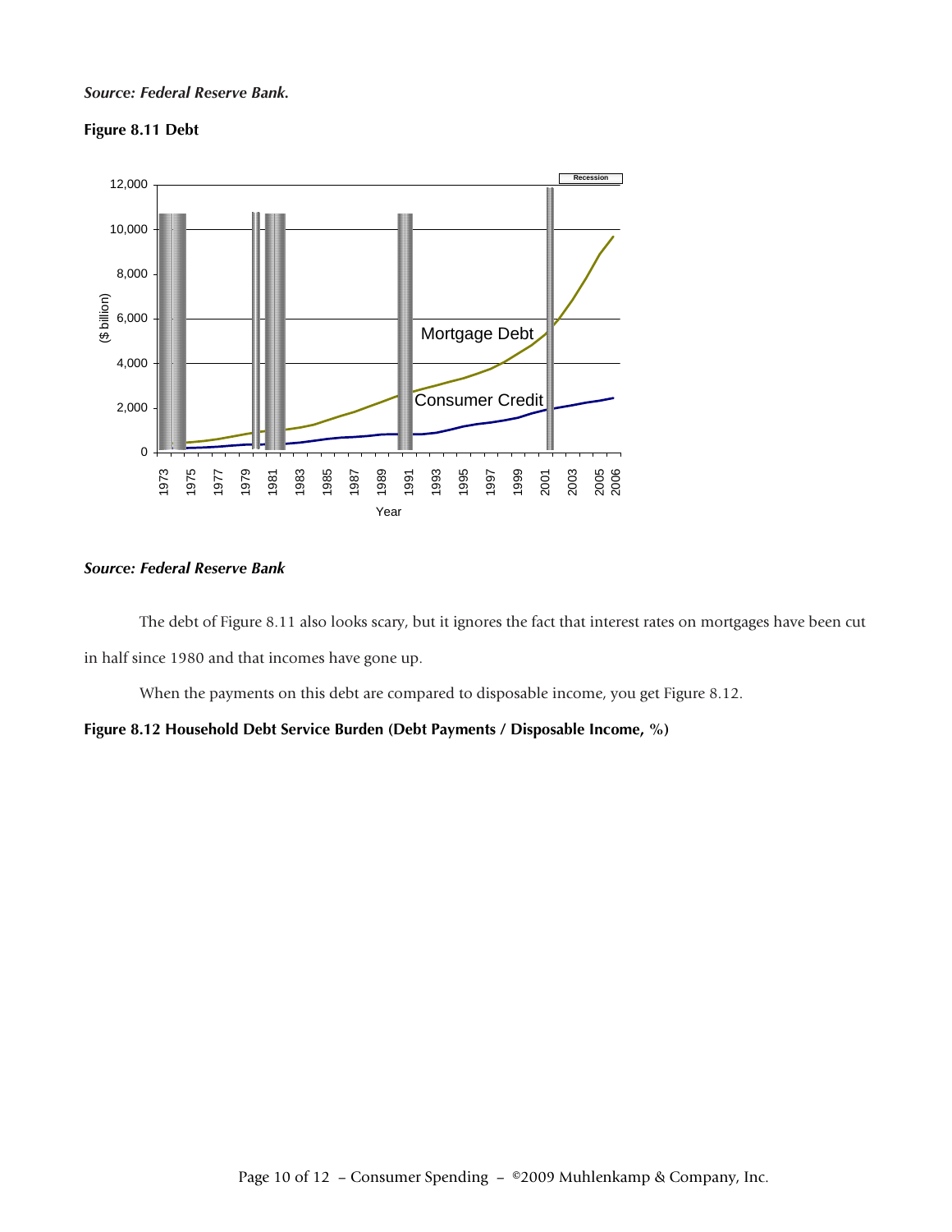***Source: Federal Reserve Bank.***

**Figure 8.11 Debt**

Recession

12,000
10,000
8,000
6,000
4,000
2,000
0

($ billion)

Mortgage Debt
Consumer Credit

1973 1975 1977 1979 1981 1983 1985 1987 1989 1991 1993 1995 1997 1999 2001 2003 2005 2006

Year

***Source: Federal Reserve Bank***

The debt of Figure 8.11 also looks scary, but it ignores the fact that interest rates on mortgages have been cut in half since 1980 and that incomes have gone up.

When the payments on this debt are compared to disposable income, you get Figure 8.12.

**Figure 8.12 Household Debt Service Burden (Debt Payments / Disposable Income, %)**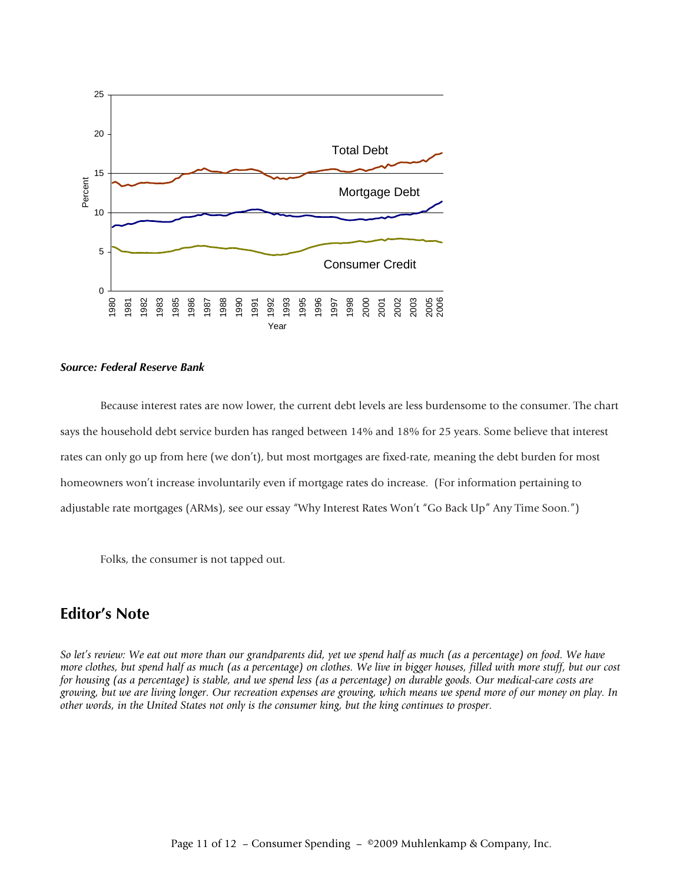25
20
15
10
5
0

Percent

Total Debt

Mortgage Debt

Consumer Credit

1980 1981 1982 1983 1985 1986 1987 1988 1990 1991 1992 1993 1995 1996 1997 1998 2000 2001 2002 2003 2005 2006

Year

***Source: Federal Reserve Bank***

Because interest rates are now lower, the current debt levels are less burdensome to the consumer. The chart says the household debt service burden has ranged between 14% and 18% for 25 years. Some believe that interest rates can only go up from here (we don't), but most mortgages are fixed-rate, meaning the debt burden for most homeowners won't increase involuntarily even if mortgage rates do increase. (For information pertaining to adjustable rate mortgages (ARMs), see our essay "Why Interest Rates Won't "Go Back Up" Any Time Soon.")

Folks, the consumer is not tapped out.

## Editor's Note

*So let's review: We eat out more than our grandparents did, yet we spend half as much (as a percentage) on food. We have more clothes, but spend half as much (as a percentage) on clothes. We live in bigger houses, filled with more stuff, but our cost for housing (as a percentage) is stable, and we spend less (as a percentage) on durable goods. Our medical-care costs are growing, but we are living longer. Our recreation expenses are growing, which means we spend more of our money on play. In other words, in the United States not only is the consumer king, but the king continues to prosper.*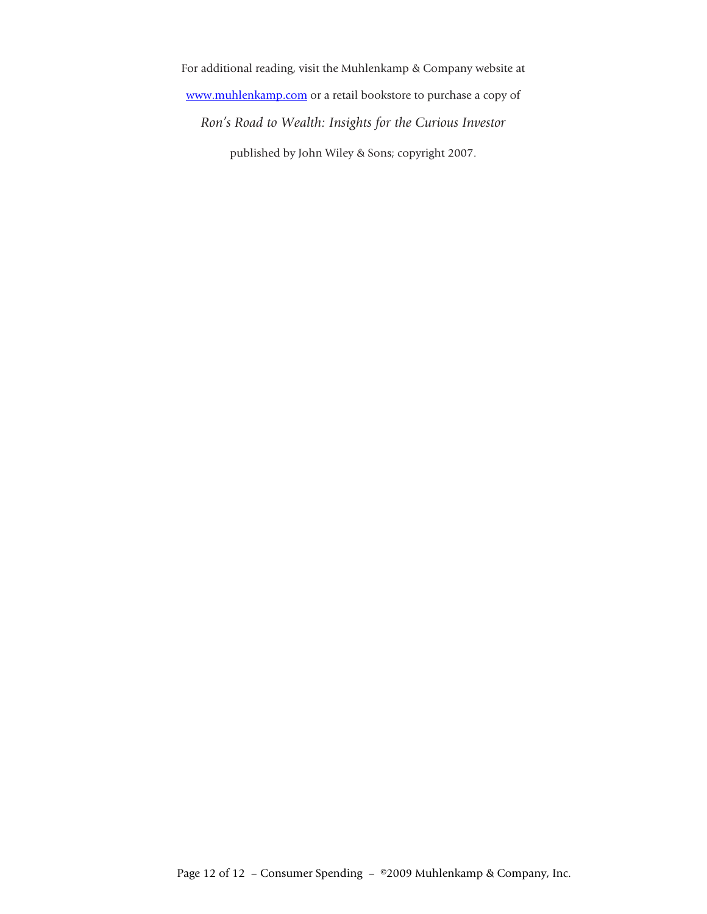For additional reading, visit the Muhlenkamp & Company website at

[www.muhlenkamp.com](http://www.muhlenkamp.com) or a retail bookstore to purchase a copy of

*Ron's Road to Wealth: Insights for the Curious Investor*

published by John Wiley & Sons; copyright 2007.